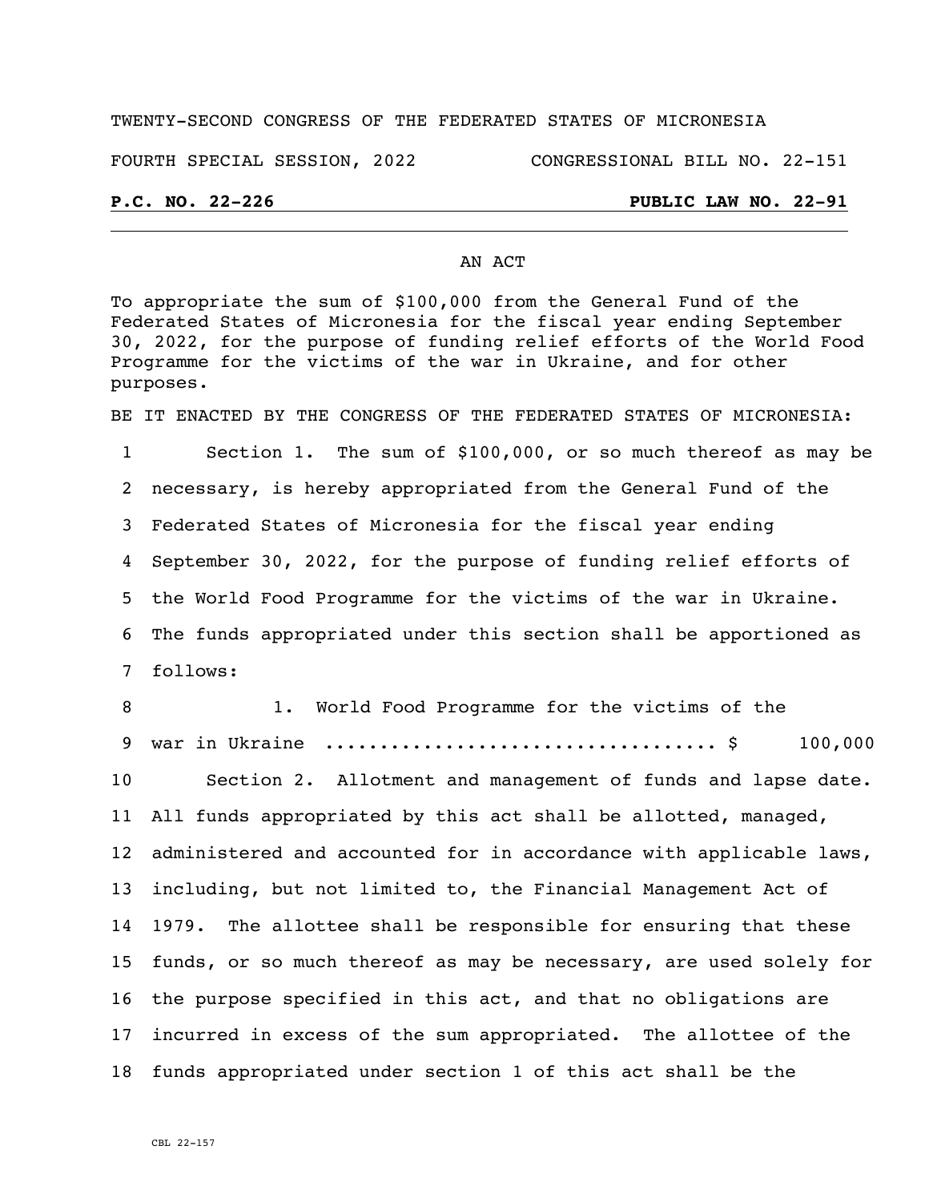TWENTY-SECOND CONGRESS OF THE FEDERATED STATES OF MICRONESIA

FOURTH SPECIAL SESSION, 2022          CONGRESSIONAL BILL NO. 22-151

**P.C. NO. 22-226                                        PUBLIC LAW NO. 22-91**

---

AN ACT

To appropriate the sum of $100,000 from the General Fund of the Federated States of Micronesia for the fiscal year ending September 30, 2022, for the purpose of funding relief efforts of the World Food Programme for the victims of the war in Ukraine, and for other purposes.

BE IT ENACTED BY THE CONGRESS OF THE FEDERATED STATES OF MICRONESIA:

1 Section 1. The sum of $100,000, or so much thereof as may be
2 necessary, is hereby appropriated from the General Fund of the
3 Federated States of Micronesia for the fiscal year ending
4 September 30, 2022, for the purpose of funding relief efforts of
5 the World Food Programme for the victims of the war in Ukraine.
6 The funds appropriated under this section shall be apportioned as
7 follows:

8 1. World Food Programme for the victims of the
9 war in Ukraine .................................. $ 100,000

10 Section 2. Allotment and management of funds and lapse date.
11 All funds appropriated by this act shall be allotted, managed,
12 administered and accounted for in accordance with applicable laws,
13 including, but not limited to, the Financial Management Act of
14 1979. The allottee shall be responsible for ensuring that these
15 funds, or so much thereof as may be necessary, are used solely for
16 the purpose specified in this act, and that no obligations are
17 incurred in excess of the sum appropriated. The allottee of the
18 funds appropriated under section 1 of this act shall be the

CBL 22-157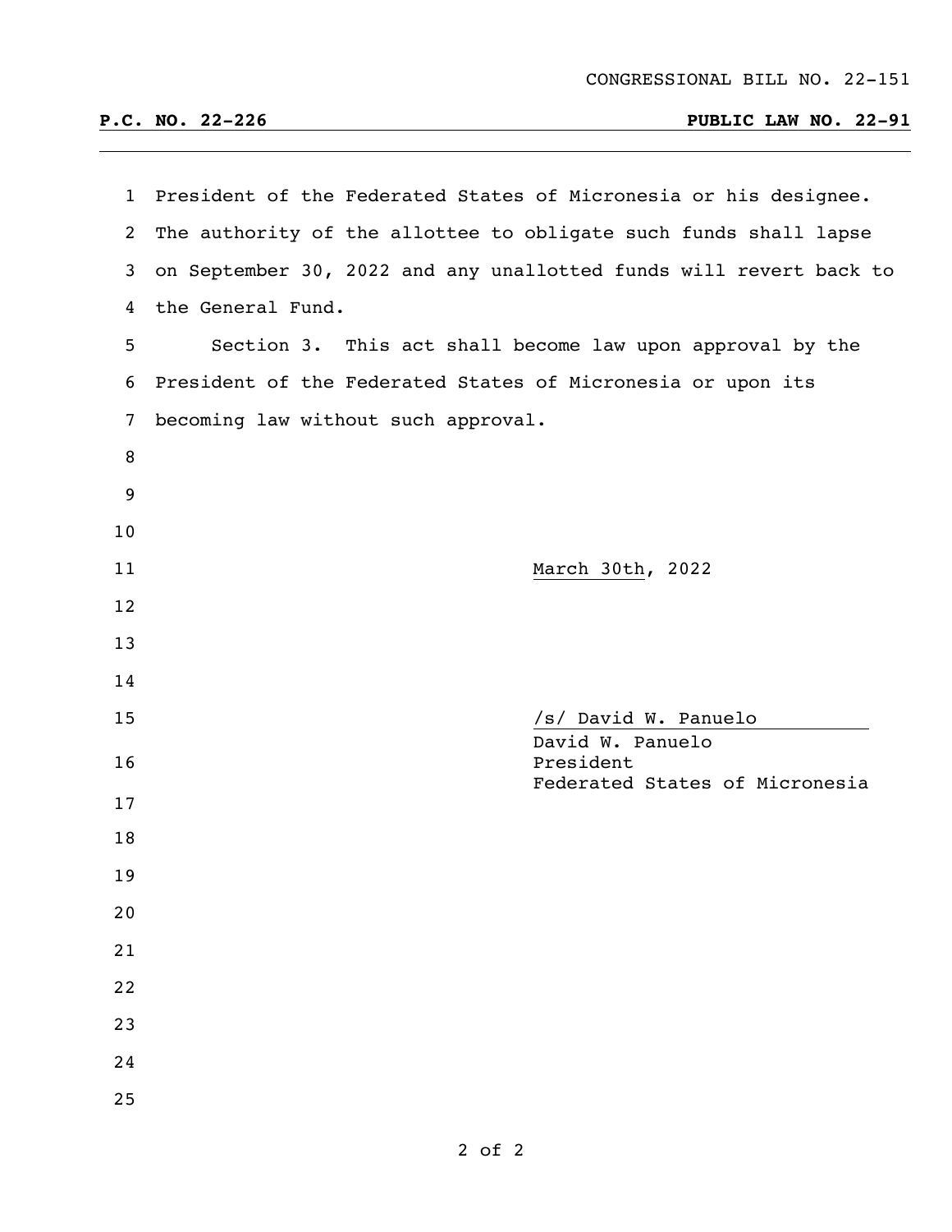CONGRESSIONAL BILL NO. 22-151

**P.C. NO. 22-226** **PUBLIC LAW NO. 22-91**

President of the Federated States of Micronesia or his designee. The authority of the allottee to obligate such funds shall lapse on September 30, 2022 and any unallotted funds will revert back to the General Fund.

Section 3. This act shall become law upon approval by the President of the Federated States of Micronesia or upon its becoming law without such approval.

March 30th, 2022

/s/ David W. Panuelo
David W. Panuelo
President
Federated States of Micronesia